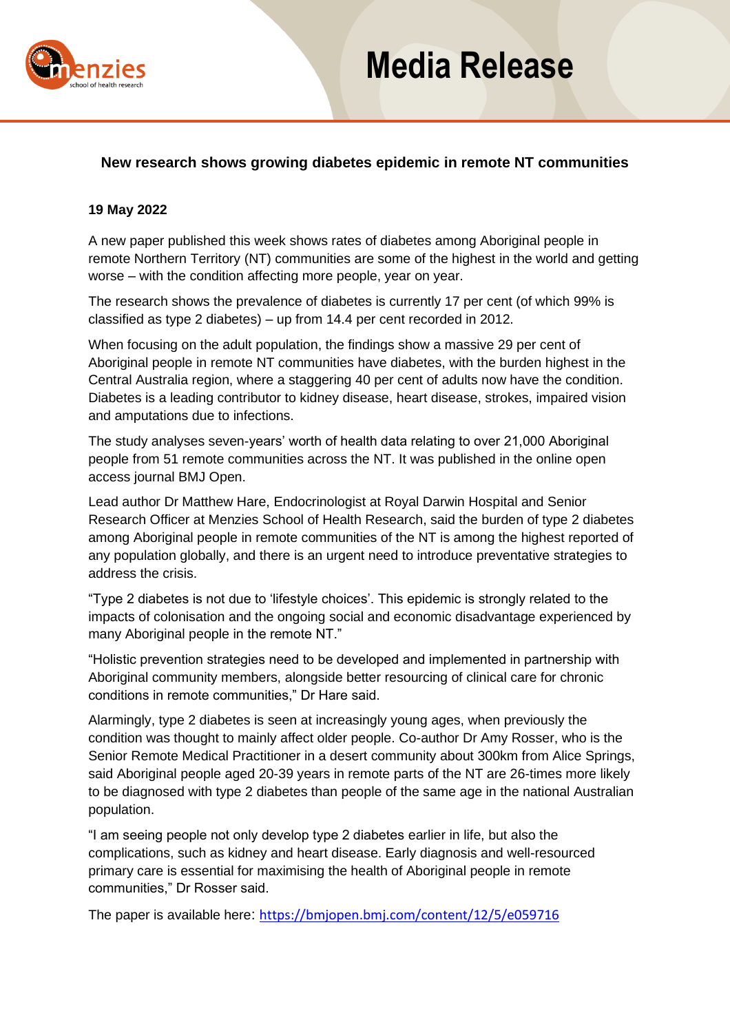# Media Release

**New research shows growing diabetes epidemic in remote NT communities**

**19 May 2022**

A new paper published this week shows rates of diabetes among Aboriginal people in remote Northern Territory (NT) communities are some of the highest in the world and getting worse – with the condition affecting more people, year on year.

The research shows the prevalence of diabetes is currently 17 per cent (of which 99% is classified as type 2 diabetes) – up from 14.4 per cent recorded in 2012.

When focusing on the adult population, the findings show a massive 29 per cent of Aboriginal people in remote NT communities have diabetes, with the burden highest in the Central Australia region, where a staggering 40 per cent of adults now have the condition. Diabetes is a leading contributor to kidney disease, heart disease, strokes, impaired vision and amputations due to infections.

The study analyses seven-years' worth of health data relating to over 21,000 Aboriginal people from 51 remote communities across the NT. It was published in the online open access journal BMJ Open.

Lead author Dr Matthew Hare, Endocrinologist at Royal Darwin Hospital and Senior Research Officer at Menzies School of Health Research, said the burden of type 2 diabetes among Aboriginal people in remote communities of the NT is among the highest reported of any population globally, and there is an urgent need to introduce preventative strategies to address the crisis.

"Type 2 diabetes is not due to 'lifestyle choices'. This epidemic is strongly related to the impacts of colonisation and the ongoing social and economic disadvantage experienced by many Aboriginal people in the remote NT."

"Holistic prevention strategies need to be developed and implemented in partnership with Aboriginal community members, alongside better resourcing of clinical care for chronic conditions in remote communities," Dr Hare said.

Alarmingly, type 2 diabetes is seen at increasingly young ages, when previously the condition was thought to mainly affect older people. Co-author Dr Amy Rosser, who is the Senior Remote Medical Practitioner in a desert community about 300km from Alice Springs, said Aboriginal people aged 20-39 years in remote parts of the NT are 26-times more likely to be diagnosed with type 2 diabetes than people of the same age in the national Australian population.

"I am seeing people not only develop type 2 diabetes earlier in life, but also the complications, such as kidney and heart disease. Early diagnosis and well-resourced primary care is essential for maximising the health of Aboriginal people in remote communities," Dr Rosser said.

The paper is available here: https://bmjopen.bmj.com/content/12/5/e059716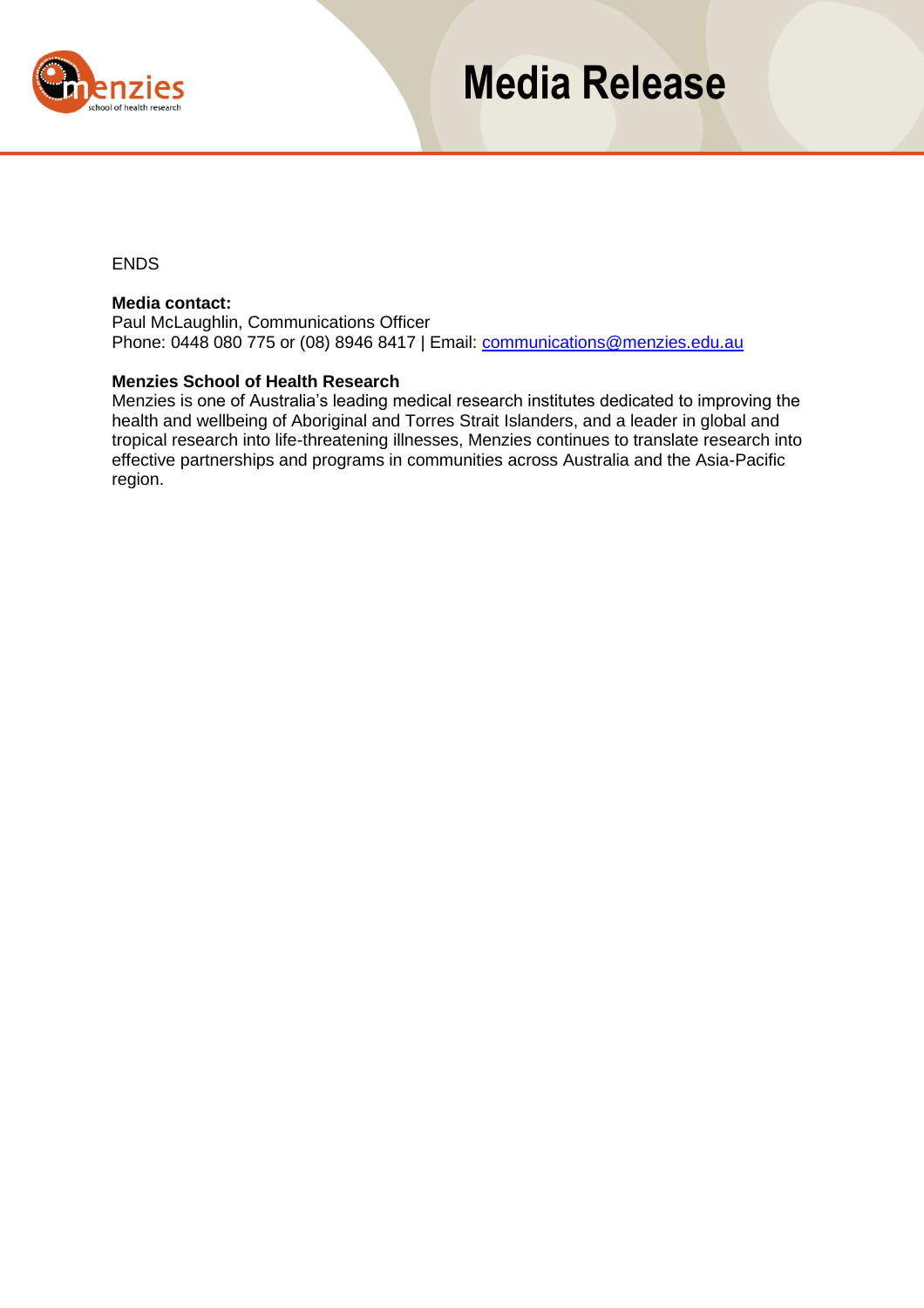ENDS

**Media contact:**
Paul McLaughlin, Communications Officer
Phone: 0448 080 775 or (08) 8946 8417 | Email: communications@menzies.edu.au

**Menzies School of Health Research**
Menzies is one of Australia's leading medical research institutes dedicated to improving the health and wellbeing of Aboriginal and Torres Strait Islanders, and a leader in global and tropical research into life-threatening illnesses, Menzies continues to translate research into effective partnerships and programs in communities across Australia and the Asia-Pacific region.